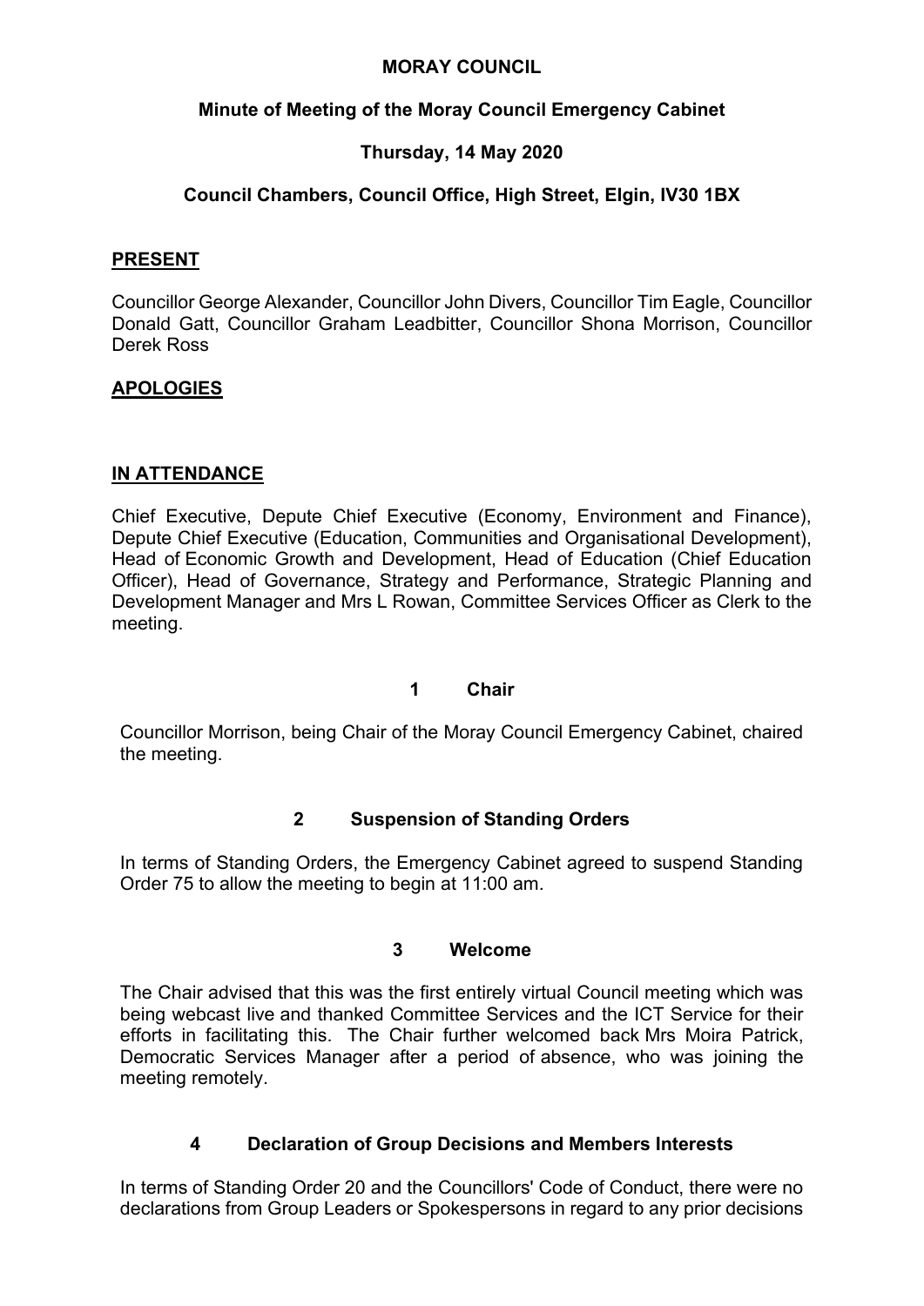# MORAY COUNCIL

## Minute of Meeting of the Moray Council Emergency Cabinet

### Thursday, 14 May 2020

### Council Chambers, Council Office, High Street, Elgin, IV30 1BX

**PRESENT**

Councillor George Alexander, Councillor John Divers, Councillor Tim Eagle, Councillor Donald Gatt, Councillor Graham Leadbitter, Councillor Shona Morrison, Councillor Derek Ross

**APOLOGIES**

**IN ATTENDANCE**

Chief Executive, Depute Chief Executive (Economy, Environment and Finance), Depute Chief Executive (Education, Communities and Organisational Development), Head of Economic Growth and Development, Head of Education (Chief Education Officer), Head of Governance, Strategy and Performance, Strategic Planning and Development Manager and Mrs L Rowan, Committee Services Officer as Clerk to the meeting.

### 1 Chair

Councillor Morrison, being Chair of the Moray Council Emergency Cabinet, chaired the meeting.

### 2 Suspension of Standing Orders

In terms of Standing Orders, the Emergency Cabinet agreed to suspend Standing Order 75 to allow the meeting to begin at 11:00 am.

### 3 Welcome

The Chair advised that this was the first entirely virtual Council meeting which was being webcast live and thanked Committee Services and the ICT Service for their efforts in facilitating this. The Chair further welcomed back Mrs Moira Patrick, Democratic Services Manager after a period of absence, who was joining the meeting remotely.

### 4 Declaration of Group Decisions and Members Interests

In terms of Standing Order 20 and the Councillors' Code of Conduct, there were no declarations from Group Leaders or Spokespersons in regard to any prior decisions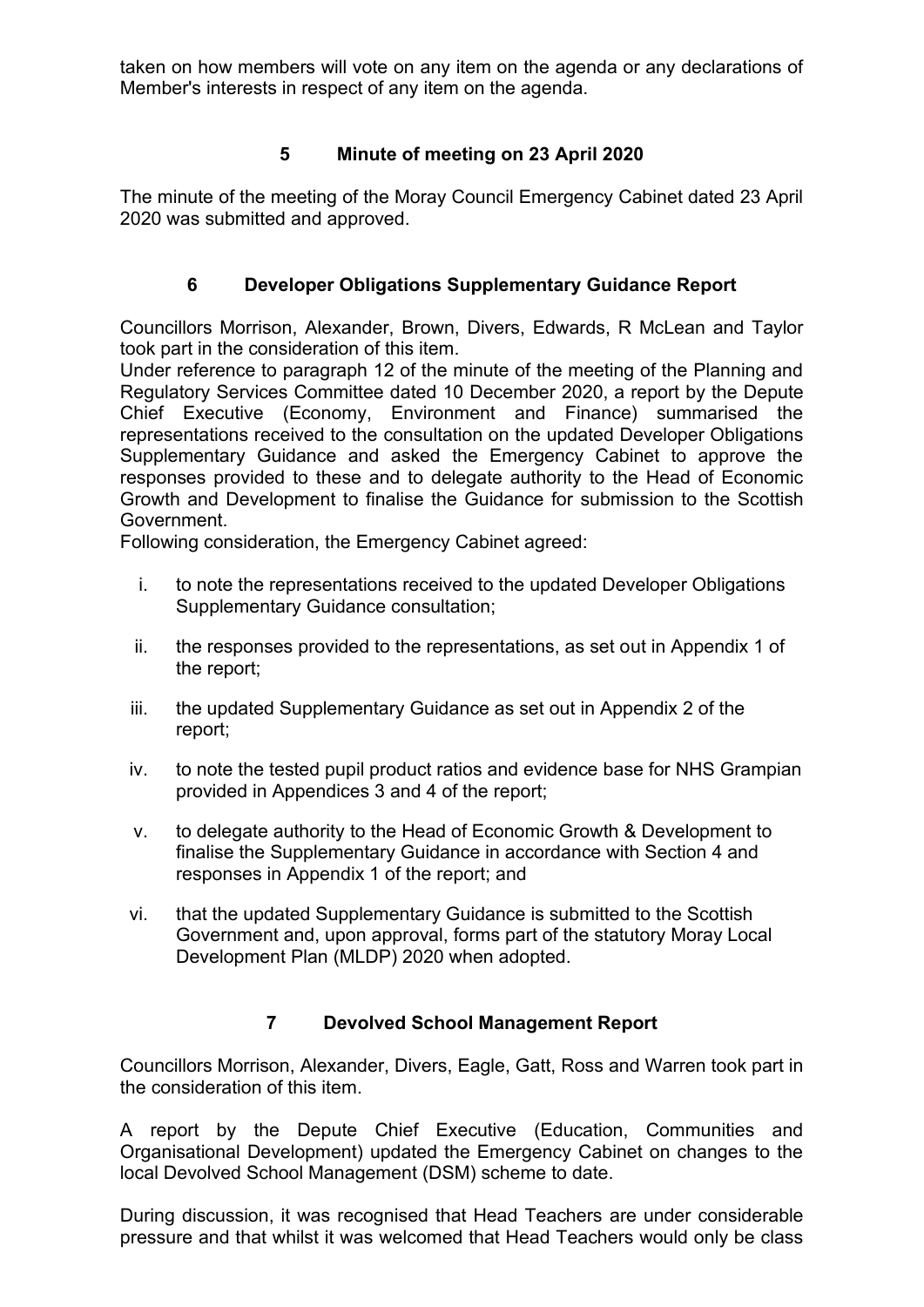taken on how members will vote on any item on the agenda or any declarations of Member's interests in respect of any item on the agenda.

### 5 Minute of meeting on 23 April 2020

The minute of the meeting of the Moray Council Emergency Cabinet dated 23 April 2020 was submitted and approved.

### 6 Developer Obligations Supplementary Guidance Report

Councillors Morrison, Alexander, Brown, Divers, Edwards, R McLean and Taylor took part in the consideration of this item.

Under reference to paragraph 12 of the minute of the meeting of the Planning and Regulatory Services Committee dated 10 December 2020, a report by the Depute Chief Executive (Economy, Environment and Finance) summarised the representations received to the consultation on the updated Developer Obligations Supplementary Guidance and asked the Emergency Cabinet to approve the responses provided to these and to delegate authority to the Head of Economic Growth and Development to finalise the Guidance for submission to the Scottish Government.

Following consideration, the Emergency Cabinet agreed:

i. to note the representations received to the updated Developer Obligations Supplementary Guidance consultation;

ii. the responses provided to the representations, as set out in Appendix 1 of the report;

iii. the updated Supplementary Guidance as set out in Appendix 2 of the report;

iv. to note the tested pupil product ratios and evidence base for NHS Grampian provided in Appendices 3 and 4 of the report;

v. to delegate authority to the Head of Economic Growth & Development to finalise the Supplementary Guidance in accordance with Section 4 and responses in Appendix 1 of the report; and

vi. that the updated Supplementary Guidance is submitted to the Scottish Government and, upon approval, forms part of the statutory Moray Local Development Plan (MLDP) 2020 when adopted.

### 7 Devolved School Management Report

Councillors Morrison, Alexander, Divers, Eagle, Gatt, Ross and Warren took part in the consideration of this item.

A report by the Depute Chief Executive (Education, Communities and Organisational Development) updated the Emergency Cabinet on changes to the local Devolved School Management (DSM) scheme to date.

During discussion, it was recognised that Head Teachers are under considerable pressure and that whilst it was welcomed that Head Teachers would only be class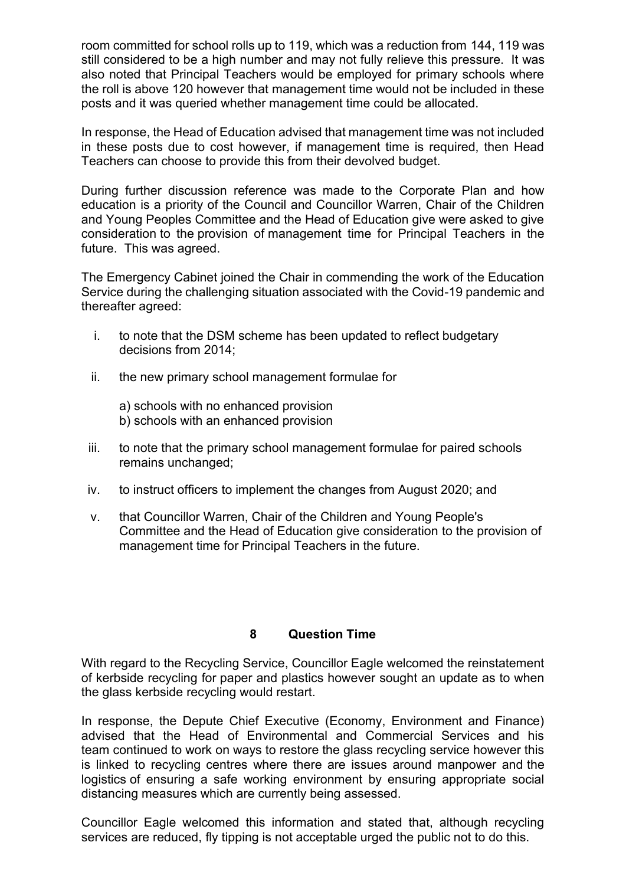room committed for school rolls up to 119, which was a reduction from 144, 119 was still considered to be a high number and may not fully relieve this pressure. It was also noted that Principal Teachers would be employed for primary schools where the roll is above 120 however that management time would not be included in these posts and it was queried whether management time could be allocated.

In response, the Head of Education advised that management time was not included in these posts due to cost however, if management time is required, then Head Teachers can choose to provide this from their devolved budget.

During further discussion reference was made to the Corporate Plan and how education is a priority of the Council and Councillor Warren, Chair of the Children and Young Peoples Committee and the Head of Education give were asked to give consideration to the provision of management time for Principal Teachers in the future. This was agreed.

The Emergency Cabinet joined the Chair in commending the work of the Education Service during the challenging situation associated with the Covid-19 pandemic and thereafter agreed:

i. to note that the DSM scheme has been updated to reflect budgetary decisions from 2014;

ii. the new primary school management formulae for

   a) schools with no enhanced provision
   b) schools with an enhanced provision

iii. to note that the primary school management formulae for paired schools remains unchanged;

iv. to instruct officers to implement the changes from August 2020; and

v. that Councillor Warren, Chair of the Children and Young People's Committee and the Head of Education give consideration to the provision of management time for Principal Teachers in the future.

## 8 Question Time

With regard to the Recycling Service, Councillor Eagle welcomed the reinstatement of kerbside recycling for paper and plastics however sought an update as to when the glass kerbside recycling would restart.

In response, the Depute Chief Executive (Economy, Environment and Finance) advised that the Head of Environmental and Commercial Services and his team continued to work on ways to restore the glass recycling service however this is linked to recycling centres where there are issues around manpower and the logistics of ensuring a safe working environment by ensuring appropriate social distancing measures which are currently being assessed.

Councillor Eagle welcomed this information and stated that, although recycling services are reduced, fly tipping is not acceptable urged the public not to do this.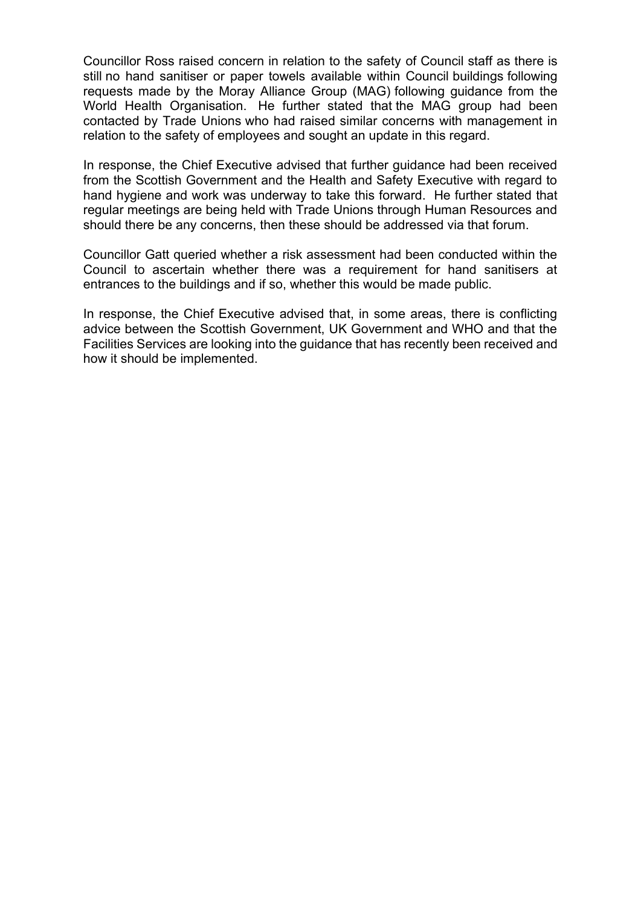Councillor Ross raised concern in relation to the safety of Council staff as there is still no hand sanitiser or paper towels available within Council buildings following requests made by the Moray Alliance Group (MAG) following guidance from the World Health Organisation. He further stated that the MAG group had been contacted by Trade Unions who had raised similar concerns with management in relation to the safety of employees and sought an update in this regard.

In response, the Chief Executive advised that further guidance had been received from the Scottish Government and the Health and Safety Executive with regard to hand hygiene and work was underway to take this forward. He further stated that regular meetings are being held with Trade Unions through Human Resources and should there be any concerns, then these should be addressed via that forum.

Councillor Gatt queried whether a risk assessment had been conducted within the Council to ascertain whether there was a requirement for hand sanitisers at entrances to the buildings and if so, whether this would be made public.

In response, the Chief Executive advised that, in some areas, there is conflicting advice between the Scottish Government, UK Government and WHO and that the Facilities Services are looking into the guidance that has recently been received and how it should be implemented.